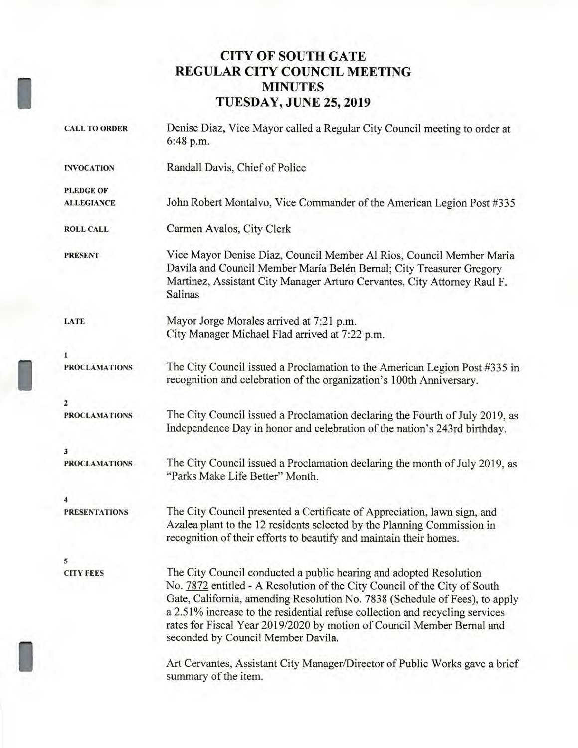# CITY OF SOUTH GATE
# REGULAR CITY COUNCIL MEETING
# MINUTES
# TUESDAY, JUNE 25, 2019

**CALL TO ORDER**

Denise Diaz, Vice Mayor called a Regular City Council meeting to order at 6:48 p.m.

**INVOCATION**

Randall Davis, Chief of Police

**PLEDGE OF ALLEGIANCE**

John Robert Montalvo, Vice Commander of the American Legion Post #335

**ROLL CALL**

Carmen Avalos, City Clerk

**PRESENT**

Vice Mayor Denise Diaz, Council Member Al Rios, Council Member Maria Davila and Council Member María Belén Bernal; City Treasurer Gregory Martinez, Assistant City Manager Arturo Cervantes, City Attorney Raul F. Salinas

**LATE**

Mayor Jorge Morales arrived at 7:21 p.m.
City Manager Michael Flad arrived at 7:22 p.m.

**1**
**PROCLAMATIONS**

The City Council issued a Proclamation to the American Legion Post #335 in recognition and celebration of the organization's 100th Anniversary.

**2**
**PROCLAMATIONS**

The City Council issued a Proclamation declaring the Fourth of July 2019, as Independence Day in honor and celebration of the nation's 243rd birthday.

**3**
**PROCLAMATIONS**

The City Council issued a Proclamation declaring the month of July 2019, as "Parks Make Life Better" Month.

**4**
**PRESENTATIONS**

The City Council presented a Certificate of Appreciation, lawn sign, and Azalea plant to the 12 residents selected by the Planning Commission in recognition of their efforts to beautify and maintain their homes.

**5**
**CITY FEES**

The City Council conducted a public hearing and adopted Resolution No. 7872 entitled - A Resolution of the City Council of the City of South Gate, California, amending Resolution No. 7838 (Schedule of Fees), to apply a 2.51% increase to the residential refuse collection and recycling services rates for Fiscal Year 2019/2020 by motion of Council Member Bernal and seconded by Council Member Davila.

Art Cervantes, Assistant City Manager/Director of Public Works gave a brief summary of the item.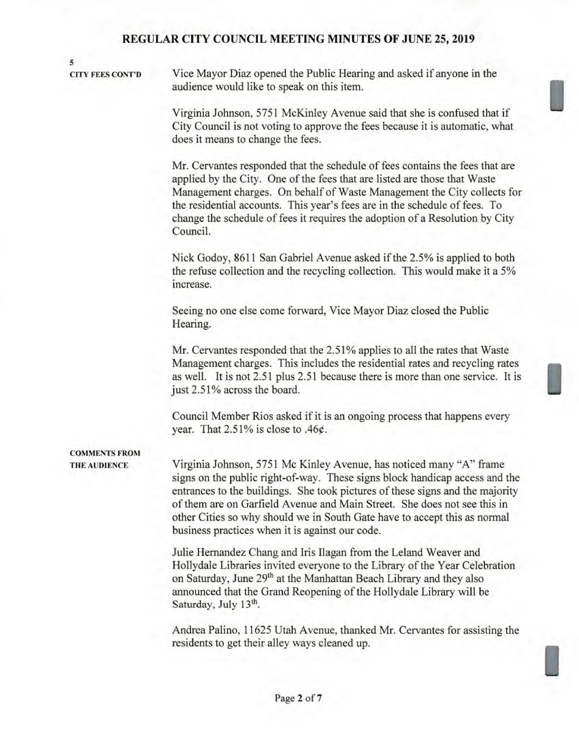5

**CITY FEES CONT'D**

Vice Mayor Diaz opened the Public Hearing and asked if anyone in the audience would like to speak on this item.

Virginia Johnson, 5751 McKinley Avenue said that she is confused that if City Council is not voting to approve the fees because it is automatic, what does it means to change the fees.

Mr. Cervantes responded that the schedule of fees contains the fees that are applied by the City. One of the fees that are listed are those that Waste Management charges. On behalf of Waste Management the City collects for the residential accounts. This year's fees are in the schedule of fees. To change the schedule of fees it requires the adoption of a Resolution by City Council.

Nick Godoy, 8611 San Gabriel Avenue asked if the 2.5% is applied to both the refuse collection and the recycling collection. This would make it a 5% increase.

Seeing no one else come forward, Vice Mayor Diaz closed the Public Hearing.

Mr. Cervantes responded that the 2.51% applies to all the rates that Waste Management charges. This includes the residential rates and recycling rates as well. It is not 2.51 plus 2.51 because there is more than one service. It is just 2.51% across the board.

Council Member Rios asked if it is an ongoing process that happens every year. That 2.51% is close to .46¢.

**COMMENTS FROM THE AUDIENCE**

Virginia Johnson, 5751 Mc Kinley Avenue, has noticed many "A" frame signs on the public right-of-way. These signs block handicap access and the entrances to the buildings. She took pictures of these signs and the majority of them are on Garfield Avenue and Main Street. She does not see this in other Cities so why should we in South Gate have to accept this as normal business practices when it is against our code.

Julie Hernandez Chang and Iris Ilagan from the Leland Weaver and Hollydale Libraries invited everyone to the Library of the Year Celebration on Saturday, June 29th at the Manhattan Beach Library and they also announced that the Grand Reopening of the Hollydale Library will be Saturday, July 13th.

Andrea Palino, 11625 Utah Avenue, thanked Mr. Cervantes for assisting the residents to get their alley ways cleaned up.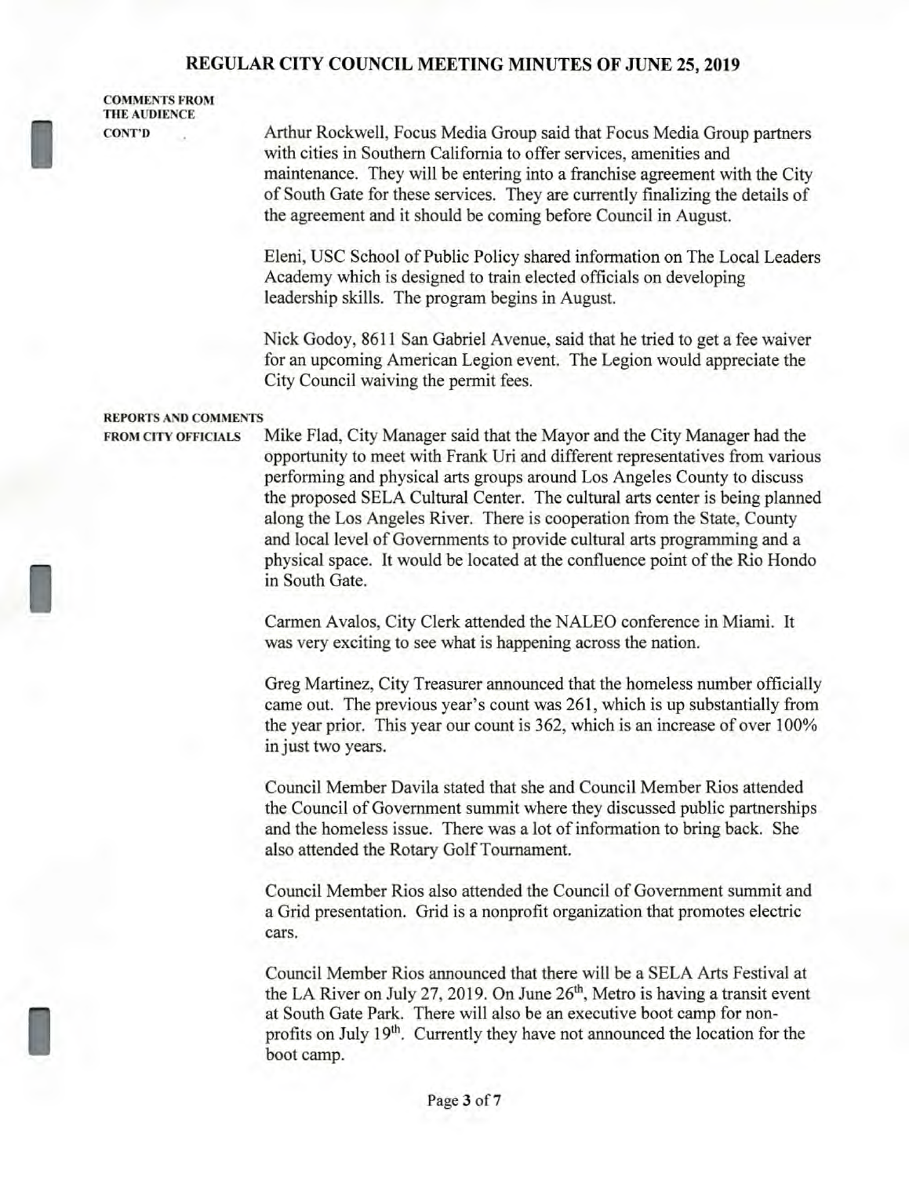**COMMENTS FROM THE AUDIENCE CONT'D**

Arthur Rockwell, Focus Media Group said that Focus Media Group partners with cities in Southern California to offer services, amenities and maintenance. They will be entering into a franchise agreement with the City of South Gate for these services. They are currently finalizing the details of the agreement and it should be coming before Council in August.

Eleni, USC School of Public Policy shared information on The Local Leaders Academy which is designed to train elected officials on developing leadership skills. The program begins in August.

Nick Godoy, 8611 San Gabriel Avenue, said that he tried to get a fee waiver for an upcoming American Legion event. The Legion would appreciate the City Council waiving the permit fees.

**REPORTS AND COMMENTS FROM CITY OFFICIALS**

Mike Flad, City Manager said that the Mayor and the City Manager had the opportunity to meet with Frank Uri and different representatives from various performing and physical arts groups around Los Angeles County to discuss the proposed SELA Cultural Center. The cultural arts center is being planned along the Los Angeles River. There is cooperation from the State, County and local level of Governments to provide cultural arts programming and a physical space. It would be located at the confluence point of the Rio Hondo in South Gate.

Carmen Avalos, City Clerk attended the NALEO conference in Miami. It was very exciting to see what is happening across the nation.

Greg Martinez, City Treasurer announced that the homeless number officially came out. The previous year's count was 261, which is up substantially from the year prior. This year our count is 362, which is an increase of over 100% in just two years.

Council Member Davila stated that she and Council Member Rios attended the Council of Government summit where they discussed public partnerships and the homeless issue. There was a lot of information to bring back. She also attended the Rotary Golf Tournament.

Council Member Rios also attended the Council of Government summit and a Grid presentation. Grid is a nonprofit organization that promotes electric cars.

Council Member Rios announced that there will be a SELA Arts Festival at the LA River on July 27, 2019. On June 26th, Metro is having a transit event at South Gate Park. There will also be an executive boot camp for non-profits on July 19th. Currently they have not announced the location for the boot camp.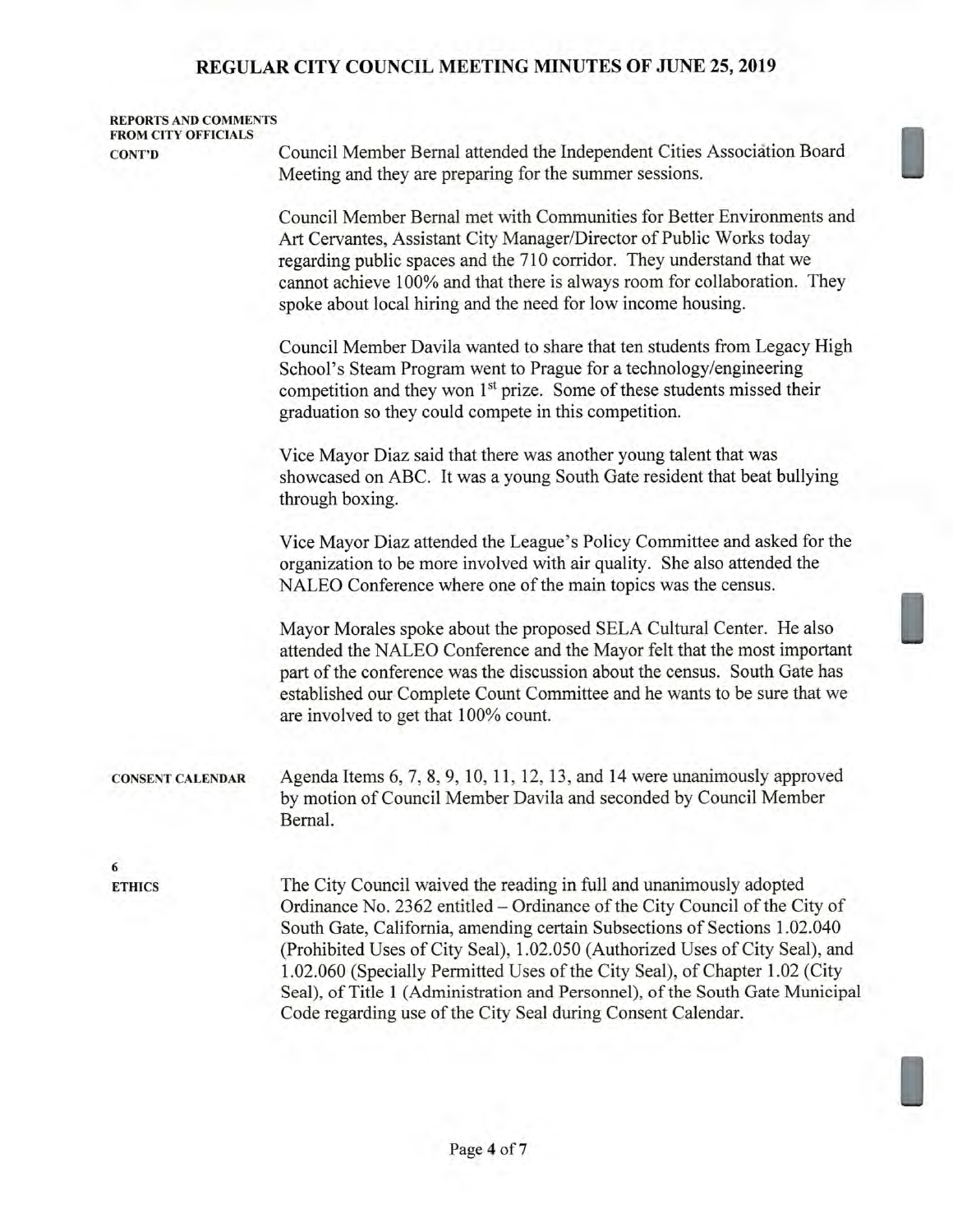**REPORTS AND COMMENTS FROM CITY OFFICIALS CONT'D**

Council Member Bernal attended the Independent Cities Association Board Meeting and they are preparing for the summer sessions.

Council Member Bernal met with Communities for Better Environments and Art Cervantes, Assistant City Manager/Director of Public Works today regarding public spaces and the 710 corridor. They understand that we cannot achieve 100% and that there is always room for collaboration. They spoke about local hiring and the need for low income housing.

Council Member Davila wanted to share that ten students from Legacy High School's Steam Program went to Prague for a technology/engineering competition and they won 1st prize. Some of these students missed their graduation so they could compete in this competition.

Vice Mayor Diaz said that there was another young talent that was showcased on ABC. It was a young South Gate resident that beat bullying through boxing.

Vice Mayor Diaz attended the League's Policy Committee and asked for the organization to be more involved with air quality. She also attended the NALEO Conference where one of the main topics was the census.

Mayor Morales spoke about the proposed SELA Cultural Center. He also attended the NALEO Conference and the Mayor felt that the most important part of the conference was the discussion about the census. South Gate has established our Complete Count Committee and he wants to be sure that we are involved to get that 100% count.

**CONSENT CALENDAR**

Agenda Items 6, 7, 8, 9, 10, 11, 12, 13, and 14 were unanimously approved by motion of Council Member Davila and seconded by Council Member Bernal.

**6**
**ETHICS**

The City Council waived the reading in full and unanimously adopted Ordinance No. 2362 entitled – Ordinance of the City Council of the City of South Gate, California, amending certain Subsections of Sections 1.02.040 (Prohibited Uses of City Seal), 1.02.050 (Authorized Uses of City Seal), and 1.02.060 (Specially Permitted Uses of the City Seal), of Chapter 1.02 (City Seal), of Title 1 (Administration and Personnel), of the South Gate Municipal Code regarding use of the City Seal during Consent Calendar.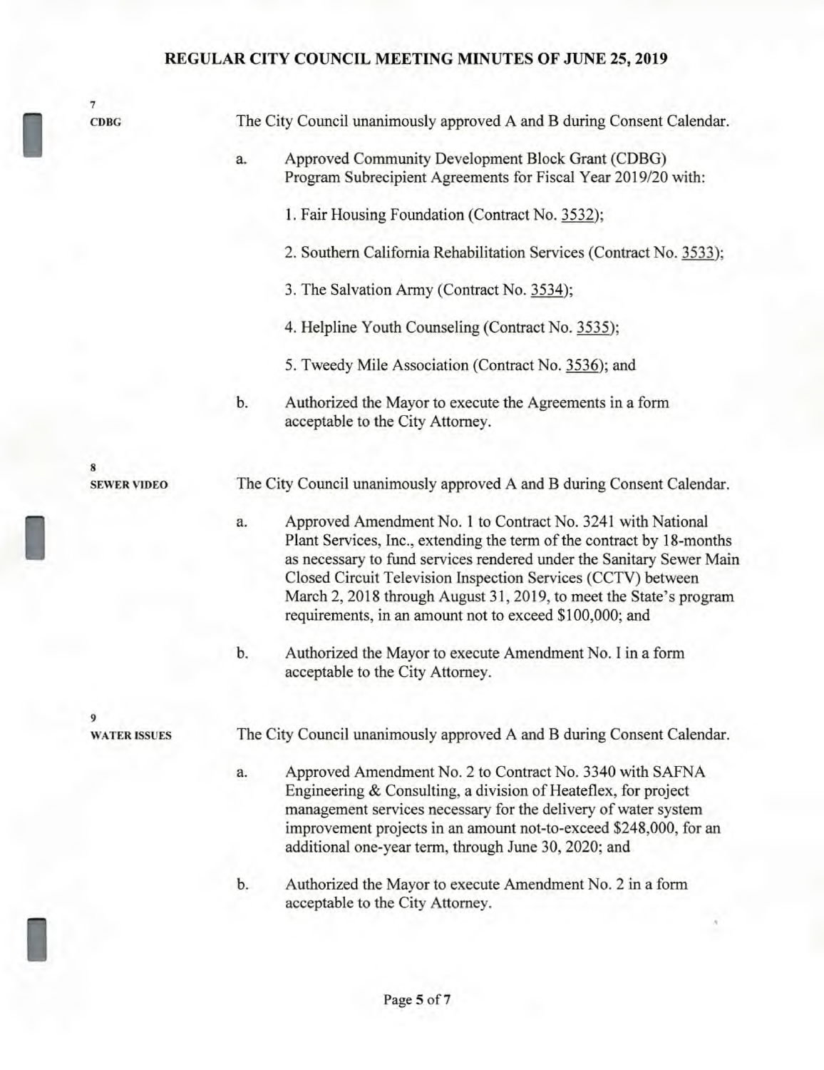**7**
**CDBG**

The City Council unanimously approved A and B during Consent Calendar.

a. Approved Community Development Block Grant (CDBG) Program Subrecipient Agreements for Fiscal Year 2019/20 with:

1. Fair Housing Foundation (Contract No. 3532);
2. Southern California Rehabilitation Services (Contract No. 3533);
3. The Salvation Army (Contract No. 3534);
4. Helpline Youth Counseling (Contract No. 3535);
5. Tweedy Mile Association (Contract No. 3536); and

b. Authorized the Mayor to execute the Agreements in a form acceptable to the City Attorney.

**8**
**SEWER VIDEO**

The City Council unanimously approved A and B during Consent Calendar.

a. Approved Amendment No. 1 to Contract No. 3241 with National Plant Services, Inc., extending the term of the contract by 18-months as necessary to fund services rendered under the Sanitary Sewer Main Closed Circuit Television Inspection Services (CCTV) between March 2, 2018 through August 31, 2019, to meet the State's program requirements, in an amount not to exceed $100,000; and

b. Authorized the Mayor to execute Amendment No. I in a form acceptable to the City Attorney.

**9**
**WATER ISSUES**

The City Council unanimously approved A and B during Consent Calendar.

a. Approved Amendment No. 2 to Contract No. 3340 with SAFNA Engineering & Consulting, a division of Heateflex, for project management services necessary for the delivery of water system improvement projects in an amount not-to-exceed $248,000, for an additional one-year term, through June 30, 2020; and

b. Authorized the Mayor to execute Amendment No. 2 in a form acceptable to the City Attorney.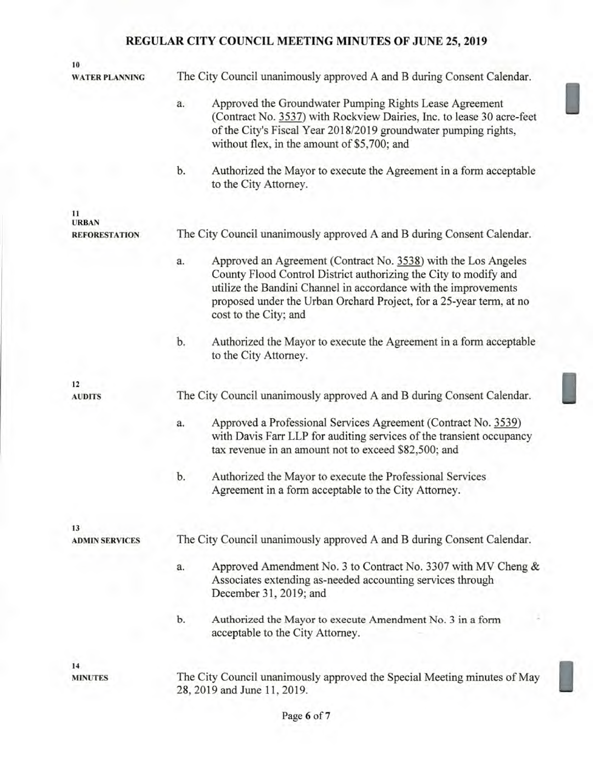**10**
**WATER PLANNING**

The City Council unanimously approved A and B during Consent Calendar.

a. Approved the Groundwater Pumping Rights Lease Agreement (Contract No. 3537) with Rockview Dairies, Inc. to lease 30 acre-feet of the City's Fiscal Year 2018/2019 groundwater pumping rights, without flex, in the amount of $5,700; and

b. Authorized the Mayor to execute the Agreement in a form acceptable to the City Attorney.

**11**
**URBAN REFORESTATION**

The City Council unanimously approved A and B during Consent Calendar.

a. Approved an Agreement (Contract No. 3538) with the Los Angeles County Flood Control District authorizing the City to modify and utilize the Bandini Channel in accordance with the improvements proposed under the Urban Orchard Project, for a 25-year term, at no cost to the City; and

b. Authorized the Mayor to execute the Agreement in a form acceptable to the City Attorney.

**12**
**AUDITS**

The City Council unanimously approved A and B during Consent Calendar.

a. Approved a Professional Services Agreement (Contract No. 3539) with Davis Farr LLP for auditing services of the transient occupancy tax revenue in an amount not to exceed $82,500; and

b. Authorized the Mayor to execute the Professional Services Agreement in a form acceptable to the City Attorney.

**13**
**ADMIN SERVICES**

The City Council unanimously approved A and B during Consent Calendar.

a. Approved Amendment No. 3 to Contract No. 3307 with MV Cheng & Associates extending as-needed accounting services through December 31, 2019; and

b. Authorized the Mayor to execute Amendment No. 3 in a form acceptable to the City Attorney.

**14**
**MINUTES**

The City Council unanimously approved the Special Meeting minutes of May 28, 2019 and June 11, 2019.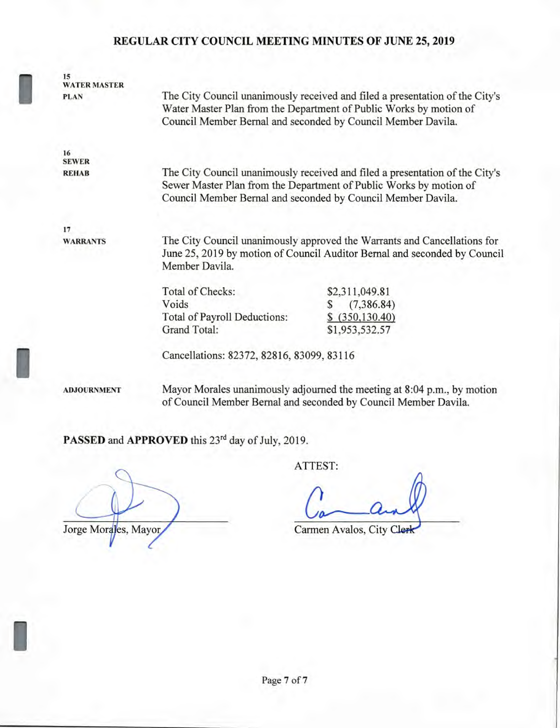# REGULAR CITY COUNCIL MEETING MINUTES OF JUNE 25, 2019

**15**
**WATER MASTER PLAN**

The City Council unanimously received and filed a presentation of the City's Water Master Plan from the Department of Public Works by motion of Council Member Bernal and seconded by Council Member Davila.

**16**
**SEWER REHAB**

The City Council unanimously received and filed a presentation of the City's Sewer Master Plan from the Department of Public Works by motion of Council Member Bernal and seconded by Council Member Davila.

**17**
**WARRANTS**

The City Council unanimously approved the Warrants and Cancellations for June 25, 2019 by motion of Council Auditor Bernal and seconded by Council Member Davila.

| | |
|---|---|
| Total of Checks: | $2,311,049.81 |
| Voids | $ (7,386.84) |
| Total of Payroll Deductions: | $ (350,130.40) |
| Grand Total: | $1,953,532.57 |

Cancellations: 82372, 82816, 83099, 83116

**ADJOURNMENT**

Mayor Morales unanimously adjourned the meeting at 8:04 p.m., by motion of Council Member Bernal and seconded by Council Member Davila.

**PASSED** and **APPROVED** this 23rd day of July, 2019.

Jorge Morales, Mayor

ATTEST:

Carmen Avalos, City Clerk